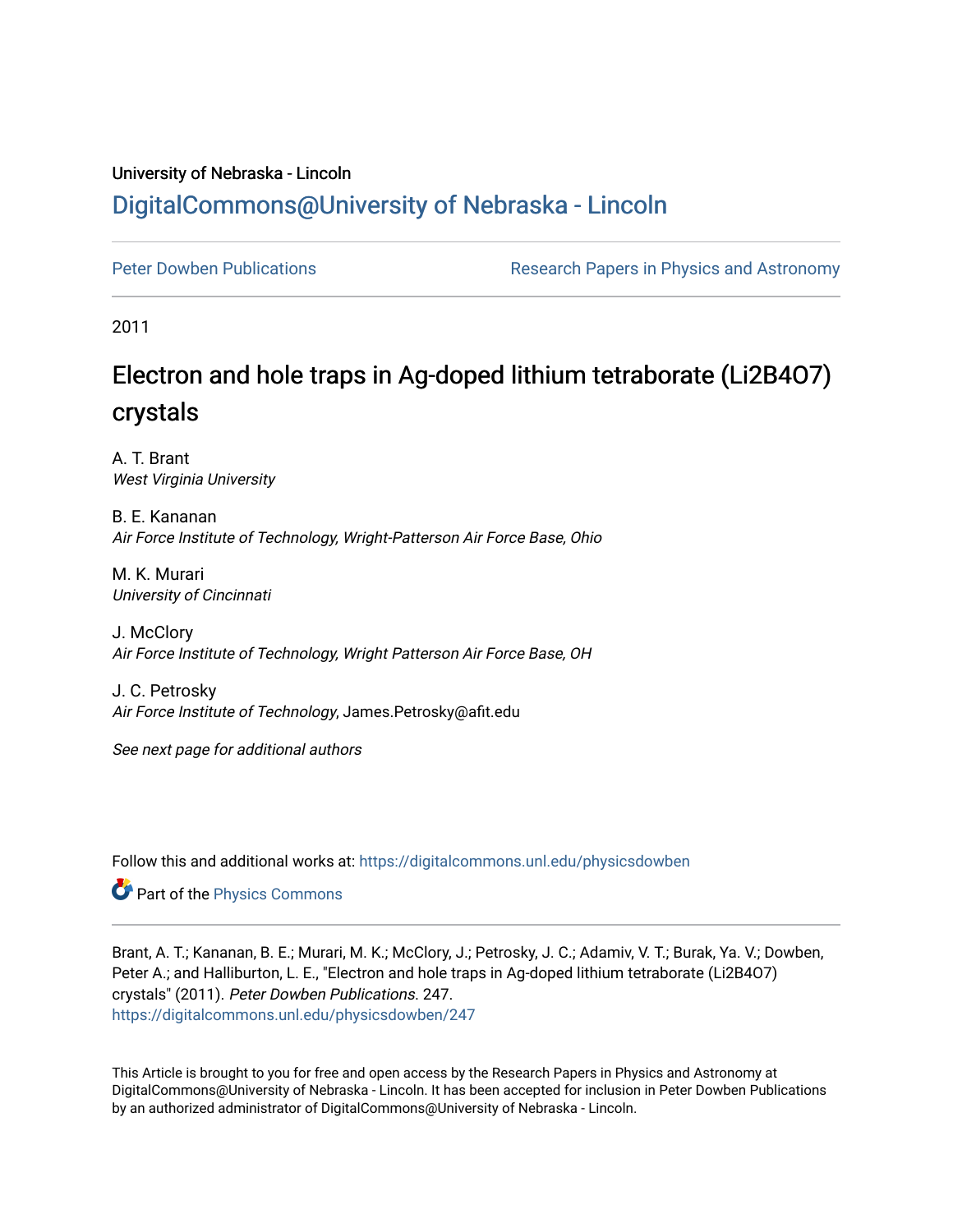University of Nebraska - Lincoln

# DigitalCommons@University of Nebraska - Lincoln

Peter Dowben Publications

Research Papers in Physics and Astronomy

2011

# Electron and hole traps in Ag-doped lithium tetraborate (Li2B4O7) crystals

A. T. Brant
*West Virginia University*

B. E. Kananan
*Air Force Institute of Technology, Wright-Patterson Air Force Base, Ohio*

M. K. Murari
*University of Cincinnati*

J. McClory
*Air Force Institute of Technology, Wright Patterson Air Force Base, OH*

J. C. Petrosky
*Air Force Institute of Technology*, James.Petrosky@afit.edu

*See next page for additional authors*

Follow this and additional works at: https://digitalcommons.unl.edu/physicsdowben

Part of the Physics Commons

Brant, A. T.; Kananan, B. E.; Murari, M. K.; McClory, J.; Petrosky, J. C.; Adamiv, V. T.; Burak, Ya. V.; Dowben, Peter A.; and Halliburton, L. E., "Electron and hole traps in Ag-doped lithium tetraborate (Li2B4O7) crystals" (2011). *Peter Dowben Publications.* 247.
https://digitalcommons.unl.edu/physicsdowben/247

This Article is brought to you for free and open access by the Research Papers in Physics and Astronomy at DigitalCommons@University of Nebraska - Lincoln. It has been accepted for inclusion in Peter Dowben Publications by an authorized administrator of DigitalCommons@University of Nebraska - Lincoln.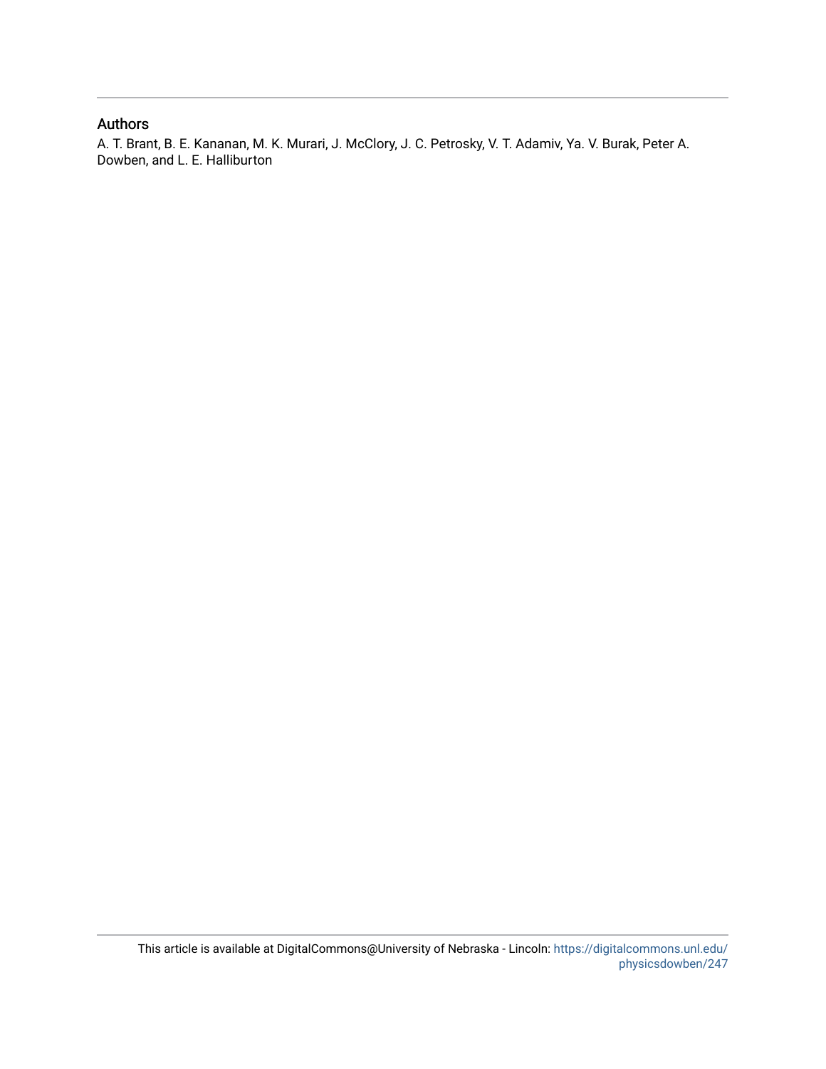## Authors

A. T. Brant, B. E. Kananan, M. K. Murari, J. McClory, J. C. Petrosky, V. T. Adamiv, Ya. V. Burak, Peter A. Dowben, and L. E. Halliburton

This article is available at DigitalCommons@University of Nebraska - Lincoln: https://digitalcommons.unl.edu/physicsdowben/247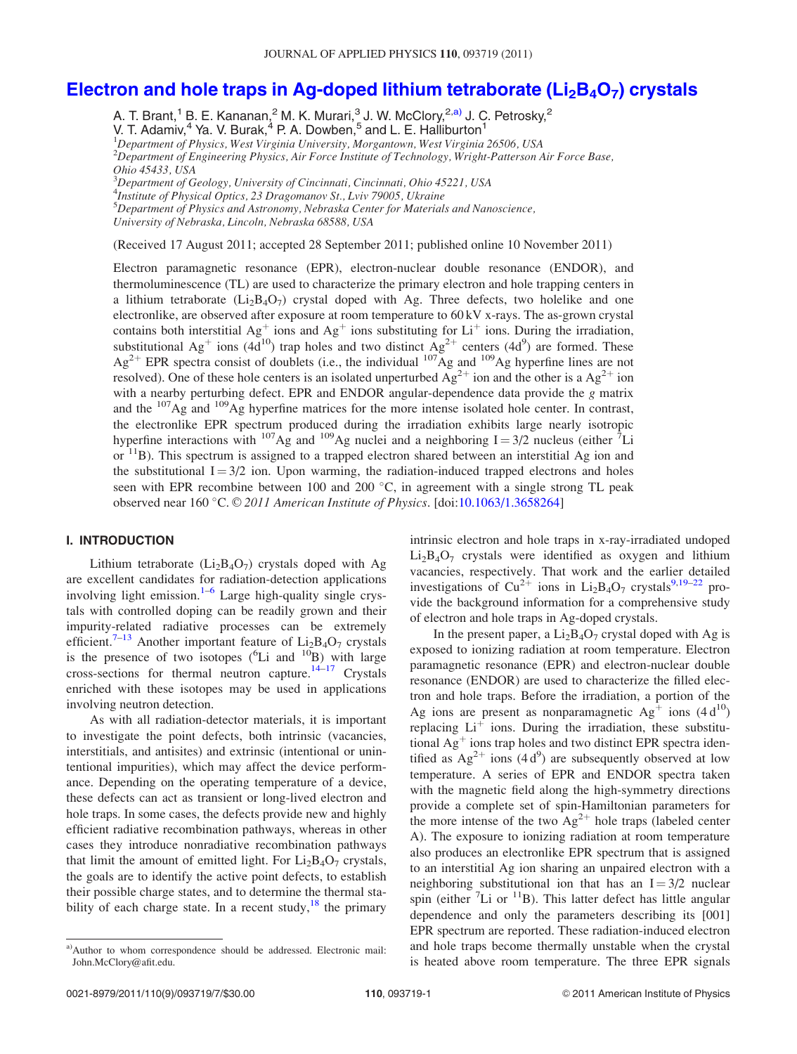# Electron and hole traps in Ag-doped lithium tetraborate ($Li_2B_4O_7$) crystals

A. T. Brant,[1] B. E. Kananan,[2] M. K. Murari,[3] J. W. McClory,[2,a)] J. C. Petrosky,[2] V. T. Adamiv,[4] Ya. V. Burak,[4] P. A. Dowben,[5] and L. E. Halliburton[1]

[1]Department of Physics, West Virginia University, Morgantown, West Virginia 26506, USA
[2]Department of Engineering Physics, Air Force Institute of Technology, Wright-Patterson Air Force Base, Ohio 45433, USA
[3]Department of Geology, University of Cincinnati, Cincinnati, Ohio 45221, USA
[4]Institute of Physical Optics, 23 Dragomanov St., Lviv 79005, Ukraine
[5]Department of Physics and Astronomy, Nebraska Center for Materials and Nanoscience, University of Nebraska, Lincoln, Nebraska 68588, USA

(Received 17 August 2011; accepted 28 September 2011; published online 10 November 2011)

Electron paramagnetic resonance (EPR), electron-nuclear double resonance (ENDOR), and thermoluminescence (TL) are used to characterize the primary electron and hole trapping centers in a lithium tetraborate ($Li_2B_4O_7$) crystal doped with Ag. Three defects, two holelike and one electronlike, are observed after exposure at room temperature to 60 kV x-rays. The as-grown crystal contains both interstitial $Ag^+$ ions and $Ag^+$ ions substituting for $Li^+$ ions. During the irradiation, substitutional $Ag^+$ ions ($4d^{10}$) trap holes and two distinct $Ag^{2+}$ centers ($4d^9$) are formed. These $Ag^{2+}$ EPR spectra consist of doublets (i.e., the individual $^{107}Ag$ and $^{109}Ag$ hyperfine lines are not resolved). One of these hole centers is an isolated unperturbed $Ag^{2+}$ ion and the other is a $Ag^{2+}$ ion with a nearby perturbing defect. EPR and ENDOR angular-dependence data provide the $g$ matrix and the $^{107}Ag$ and $^{109}Ag$ hyperfine matrices for the more intense isolated hole center. In contrast, the electronlike EPR spectrum produced during the irradiation exhibits large nearly isotropic hyperfine interactions with $^{107}Ag$ and $^{109}Ag$ nuclei and a neighboring $I = 3/2$ nucleus (either $^7Li$ or $^{11}B$). This spectrum is assigned to a trapped electron shared between an interstitial Ag ion and the substitutional $I = 3/2$ ion. Upon warming, the radiation-induced trapped electrons and holes seen with EPR recombine between 100 and 200 °C, in agreement with a single strong TL peak observed near 160 °C. © *2011 American Institute of Physics.* [doi:10.1063/1.3658264]

## I. INTRODUCTION

Lithium tetraborate ($Li_2B_4O_7$) crystals doped with Ag are excellent candidates for radiation-detection applications involving light emission.[1–6] Large high-quality single crystals with controlled doping can be readily grown and their impurity-related radiative processes can be extremely efficient.[7–13] Another important feature of $Li_2B_4O_7$ crystals is the presence of two isotopes ($^6Li$ and $^{10}B$) with large cross-sections for thermal neutron capture.[14–17] Crystals enriched with these isotopes may be used in applications involving neutron detection.

As with all radiation-detector materials, it is important to investigate the point defects, both intrinsic (vacancies, interstitials, and antisites) and extrinsic (intentional or unintentional impurities), which may affect the device performance. Depending on the operating temperature of a device, these defects can act as transient or long-lived electron and hole traps. In some cases, the defects provide new and highly efficient radiative recombination pathways, whereas in other cases they introduce nonradiative recombination pathways that limit the amount of emitted light. For $Li_2B_4O_7$ crystals, the goals are to identify the active point defects, to establish their possible charge states, and to determine the thermal stability of each charge state. In a recent study,[18] the primary intrinsic electron and hole traps in x-ray-irradiated undoped $Li_2B_4O_7$ crystals were identified as oxygen and lithium vacancies, respectively. That work and the earlier detailed investigations of $Cu^{2+}$ ions in $Li_2B_4O_7$ crystals[9,19–22] provide the background information for a comprehensive study of electron and hole traps in Ag-doped crystals.

In the present paper, a $Li_2B_4O_7$ crystal doped with Ag is exposed to ionizing radiation at room temperature. Electron paramagnetic resonance (EPR) and electron-nuclear double resonance (ENDOR) are used to characterize the filled electron and hole traps. Before the irradiation, a portion of the Ag ions are present as nonparamagnetic $Ag^+$ ions ($4d^{10}$) replacing $Li^+$ ions. During the irradiation, these substitutional $Ag^+$ ions trap holes and two distinct EPR spectra identified as $Ag^{2+}$ ions ($4d^9$) are subsequently observed at low temperature. A series of EPR and ENDOR spectra taken with the magnetic field along the high-symmetry directions provide a complete set of spin-Hamiltonian parameters for the more intense of the two $Ag^{2+}$ hole traps (labeled center A). The exposure to ionizing radiation at room temperature also produces an electronlike EPR spectrum that is assigned to an interstitial Ag ion sharing an unpaired electron with a neighboring substitutional ion that has an $I = 3/2$ nuclear spin (either $^7Li$ or $^{11}B$). This latter defect has little angular dependence and only the parameters describing its [001] EPR spectrum are reported. These radiation-induced electron and hole traps become thermally unstable when the crystal is heated above room temperature. The three EPR signals

a)Author to whom correspondence should be addressed. Electronic mail: John.McClory@afit.edu.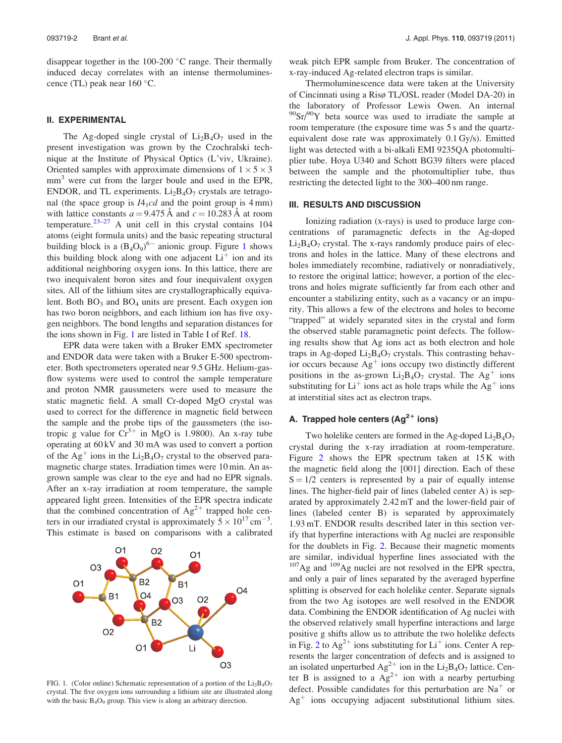disappear together in the 100-200 °C range. Their thermally induced decay correlates with an intense thermoluminescence (TL) peak near 160 °C.

## II. EXPERIMENTAL

The Ag-doped single crystal of $Li_2B_4O_7$ used in the present investigation was grown by the Czochralski technique at the Institute of Physical Optics (L'viv, Ukraine). Oriented samples with approximate dimensions of $1 \times 5 \times 3$ mm$^3$ were cut from the larger boule and used in the EPR, ENDOR, and TL experiments. $Li_2B_4O_7$ crystals are tetragonal (the space group is $I4_1cd$ and the point group is 4 mm) with lattice constants $a = 9.475$ Å and $c = 10.283$ Å at room temperature.[23–27] A unit cell in this crystal contains 104 atoms (eight formula units) and the basic repeating structural building block is a $(B_4O_9)^{6-}$ anionic group. Figure 1 shows this building block along with one adjacent $Li^+$ ion and its additional neighboring oxygen ions. In this lattice, there are two inequivalent boron sites and four inequivalent oxygen sites. All of the lithium sites are crystallographically equivalent. Both $BO_3$ and $BO_4$ units are present. Each oxygen ion has two boron neighbors, and each lithium ion has five oxygen neighbors. The bond lengths and separation distances for the ions shown in Fig. 1 are listed in Table I of Ref. 18.

EPR data were taken with a Bruker EMX spectrometer and ENDOR data were taken with a Bruker E-500 spectrometer. Both spectrometers operated near 9.5 GHz. Helium-gas-flow systems were used to control the sample temperature and proton NMR gaussmeters were used to measure the static magnetic field. A small Cr-doped MgO crystal was used to correct for the difference in magnetic field between the sample and the probe tips of the gaussmeters (the isotropic g value for $Cr^{3+}$ in MgO is 1.9800). An x-ray tube operating at 60 kV and 30 mA was used to convert a portion of the $Ag^+$ ions in the $Li_2B_4O_7$ crystal to the observed paramagnetic charge states. Irradiation times were 10 min. An as-grown sample was clear to the eye and had no EPR signals. After an x-ray irradiation at room temperature, the sample appeared light green. Intensities of the EPR spectra indicate that the combined concentration of $Ag^{2+}$ trapped hole centers in our irradiated crystal is approximately $5 \times 10^{17}$ cm$^{-3}$. This estimate is based on comparisons with a calibrated weak pitch EPR sample from Bruker. The concentration of x-ray-induced Ag-related electron traps is similar.

FIG. 1. (Color online) Schematic representation of a portion of the $Li_2B_4O_7$ crystal. The five oxygen ions surrounding a lithium site are illustrated along with the basic $B_4O_9$ group. This view is along an arbitrary direction.

Thermoluminescence data were taken at the University of Cincinnati using a Risø TL/OSL reader (Model DA-20) in the laboratory of Professor Lewis Owen. An internal $^{90}Sr/^{90}Y$ beta source was used to irradiate the sample at room temperature (the exposure time was 5 s and the quartz-equivalent dose rate was approximately 0.1 Gy/s). Emitted light was detected with a bi-alkali EMI 9235QA photomultiplier tube. Hoya U340 and Schott BG39 filters were placed between the sample and the photomultiplier tube, thus restricting the detected light to the 300–400 nm range.

## III. RESULTS AND DISCUSSION

Ionizing radiation (x-rays) is used to produce large concentrations of paramagnetic defects in the Ag-doped $Li_2B_4O_7$ crystal. The x-rays randomly produce pairs of electrons and holes in the lattice. Many of these electrons and holes immediately recombine, radiatively or nonradiatively, to restore the original lattice; however, a portion of the electrons and holes migrate sufficiently far from each other and encounter a stabilizing entity, such as a vacancy or an impurity. This allows a few of the electrons and holes to become "trapped" at widely separated sites in the crystal and form the observed stable paramagnetic point defects. The following results show that Ag ions act as both electron and hole traps in Ag-doped $Li_2B_4O_7$ crystals. This contrasting behavior occurs because $Ag^+$ ions occupy two distinctly different positions in the as-grown $Li_2B_4O_7$ crystal. The $Ag^+$ ions substituting for $Li^+$ ions act as hole traps while the $Ag^+$ ions at interstitial sites act as electron traps.

### A. Trapped hole centers ($Ag^{2+}$ ions)

Two holelike centers are formed in the Ag-doped $Li_2B_4O_7$ crystal during the x-ray irradiation at room-temperature. Figure 2 shows the EPR spectrum taken at 15 K with the magnetic field along the [001] direction. Each of these $S = 1/2$ centers is represented by a pair of equally intense lines. The higher-field pair of lines (labeled center A) is separated by approximately 2.42 mT and the lower-field pair of lines (labeled center B) is separated by approximately 1.93 mT. ENDOR results described later in this section verify that hyperfine interactions with Ag nuclei are responsible for the doublets in Fig. 2. Because their magnetic moments are similar, individual hyperfine lines associated with the $^{107}Ag$ and $^{109}Ag$ nuclei are not resolved in the EPR spectra, and only a pair of lines separated by the averaged hyperfine splitting is observed for each holelike center. Separate signals from the two Ag isotopes are well resolved in the ENDOR data. Combining the ENDOR identification of Ag nuclei with the observed relatively small hyperfine interactions and large positive g shifts allow us to attribute the two holelike defects in Fig. 2 to $Ag^{2+}$ ions substituting for $Li^+$ ions. Center A represents the larger concentration of defects and is assigned to an isolated unperturbed $Ag^{2+}$ ion in the $Li_2B_4O_7$ lattice. Center B is assigned to a $Ag^{2+}$ ion with a nearby perturbing defect. Possible candidates for this perturbation are $Na^+$ or $Ag^+$ ions occupying adjacent substitutional lithium sites.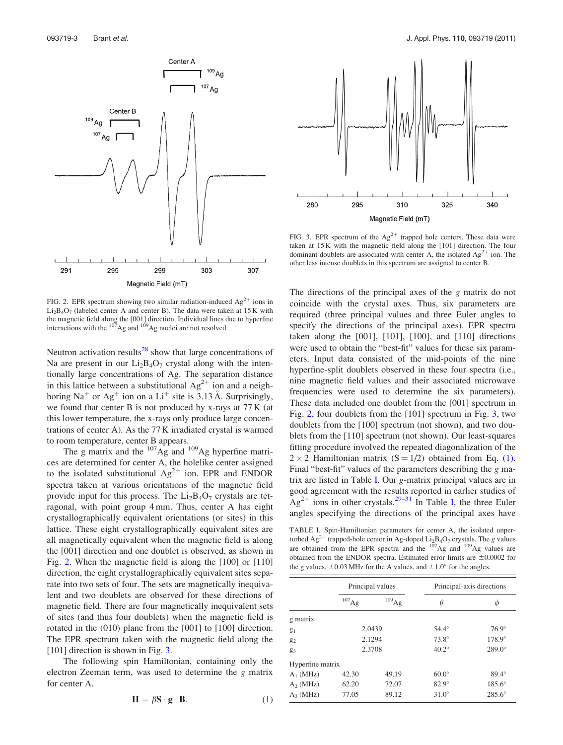FIG. 2. EPR spectrum showing two similar radiation-induced $Ag^{2+}$ ions in $Li_2B_4O_7$ (labeled center A and center B). The data were taken at 15 K with the magnetic field along the [001] direction. Individual lines due to hyperfine interactions with the $^{107}Ag$ and $^{109}Ag$ nuclei are not resolved.

FIG. 3. EPR spectrum of the $Ag^{2+}$ trapped hole centers. These data were taken at 15 K with the magnetic field along the [101] direction. The four dominant doublets are associated with center A, the isolated $Ag^{2+}$ ion. The other less intense doublets in this spectrum are assigned to center B.

Neutron activation results[28] show that large concentrations of Na are present in our $Li_2B_4O_7$ crystal along with the intentionally large concentrations of Ag. The separation distance in this lattice between a substitutional $Ag^{2+}$ ion and a neighboring $Na^+$ or $Ag^+$ ion on a $Li^+$ site is 3.13 Å. Surprisingly, we found that center B is not produced by x-rays at 77 K (at this lower temperature, the x-rays only produce large concentrations of center A). As the 77 K irradiated crystal is warmed to room temperature, center B appears.

The g matrix and the $^{107}Ag$ and $^{109}Ag$ hyperfine matrices are determined for center A, the holelike center assigned to the isolated substitutional $Ag^{2+}$ ion. EPR and ENDOR spectra taken at various orientations of the magnetic field provide input for this process. The $Li_2B_4O_7$ crystals are tetragonal, with point group 4 mm. Thus, center A has eight crystallographically equivalent orientations (or sites) in this lattice. These eight crystallographically equivalent sites are all magnetically equivalent when the magnetic field is along the [001] direction and one doublet is observed, as shown in Fig. 2. When the magnetic field is along the [100] or [110] direction, the eight crystallographically equivalent sites separate into two sets of four. The sets are magnetically inequivalent and two doublets are observed for these directions of magnetic field. There are four magnetically inequivalent sets of sites (and thus four doublets) when the magnetic field is rotated in the (010) plane from the [001] to [100] direction. The EPR spectrum taken with the magnetic field along the [101] direction is shown in Fig. 3.

The following spin Hamiltonian, containing only the electron Zeeman term, was used to determine the g matrix for center A.

$$\mathbf{H} = \beta \mathbf{S} \cdot \mathbf{g} \cdot \mathbf{B}. \tag{1}$$

The directions of the principal axes of the *g* matrix do not coincide with the crystal axes. Thus, six parameters are required (three principal values and three Euler angles to specify the directions of the principal axes). EPR spectra taken along the [001], [101], [100], and [110] directions were used to obtain the "best-fit" values for these six parameters. Input data consisted of the mid-points of the nine hyperfine-split doublets observed in these four spectra (i.e., nine magnetic field values and their associated microwave frequencies were used to determine the six parameters). These data included one doublet from the [001] spectrum in Fig. 2, four doublets from the [101] spectrum in Fig. 3, two doublets from the [100] spectrum (not shown), and two doublets from the [110] spectrum (not shown). Our least-squares fitting procedure involved the repeated diagonalization of the $2 \times 2$ Hamiltonian matrix ($S = 1/2$) obtained from Eq. (1). Final "best-fit" values of the parameters describing the *g* matrix are listed in Table I. Our *g*-matrix principal values are in good agreement with the results reported in earlier studies of $Ag^{2+}$ ions in other crystals.[29–31] In Table I, the three Euler angles specifying the directions of the principal axes have

TABLE I. Spin-Hamiltonian parameters for center A, the isolated unperturbed $Ag^{2+}$ trapped-hole center in Ag-doped $Li_2B_4O_7$ crystals. The *g* values are obtained from the EPR spectra and the $^{107}Ag$ and $^{109}Ag$ values are obtained from the ENDOR spectra. Estimated error limits are ±0.0002 for the g values, ±0.03 MHz for the A values, and ±1.0° for the angles.

| | Principal values | | Principal-axis directions | |
|---|---|---|---|---|
| | $^{107}Ag$ | $^{109}Ag$ | $\theta$ | $\phi$ |
| g matrix | | | | |
| $g_1$ | 2.0439 | | 54.4° | 76.9° |
| $g_2$ | 2.1294 | | 73.8° | 178.9° |
| $g_3$ | 2.3708 | | 40.2° | 289.0° |
| Hyperfine matrix | | | | |
| $A_1$ (MHz) | 42.30 | 49.19 | 60.0° | 89.4° |
| $A_2$ (MHz) | 62.20 | 72.07 | 82.9° | 185.6° |
| $A_3$ (MHz) | 77.05 | 89.12 | 31.0° | 285.6° |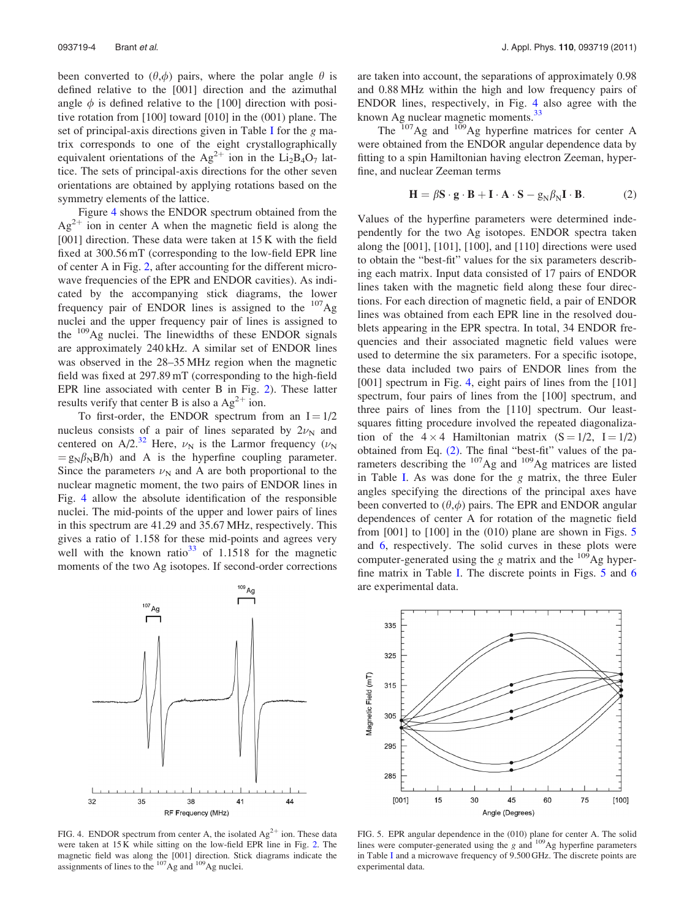been converted to ($\theta$,$\phi$) pairs, where the polar angle $\theta$ is defined relative to the [001] direction and the azimuthal angle $\phi$ is defined relative to the [100] direction with positive rotation from [100] toward [010] in the (001) plane. The set of principal-axis directions given in Table I for the $g$ matrix corresponds to one of the eight crystallographically equivalent orientations of the $Ag^{2+}$ ion in the $Li_2B_4O_7$ lattice. The sets of principal-axis directions for the other seven orientations are obtained by applying rotations based on the symmetry elements of the lattice.

Figure 4 shows the ENDOR spectrum obtained from the $Ag^{2+}$ ion in center A when the magnetic field is along the [001] direction. These data were taken at 15 K with the field fixed at 300.56 mT (corresponding to the low-field EPR line of center A in Fig. 2, after accounting for the different microwave frequencies of the EPR and ENDOR cavities). As indicated by the accompanying stick diagrams, the lower frequency pair of ENDOR lines is assigned to the $^{107}Ag$ nuclei and the upper frequency pair of lines is assigned to the $^{109}Ag$ nuclei. The linewidths of these ENDOR signals are approximately 240 kHz. A similar set of ENDOR lines was observed in the 28–35 MHz region when the magnetic field was fixed at 297.89 mT (corresponding to the high-field EPR line associated with center B in Fig. 2). These latter results verify that center B is also a $Ag^{2+}$ ion.

To first-order, the ENDOR spectrum from an $I = 1/2$ nucleus consists of a pair of lines separated by $2\nu_N$ and centered on $A/2$.[32] Here, $\nu_N$ is the Larmor frequency ($\nu_N = g_N\beta_N B/h$) and A is the hyperfine coupling parameter. Since the parameters $\nu_N$ and A are both proportional to the nuclear magnetic moment, the two pairs of ENDOR lines in Fig. 4 allow the absolute identification of the responsible nuclei. The mid-points of the upper and lower pairs of lines in this spectrum are 41.29 and 35.67 MHz, respectively. This gives a ratio of 1.158 for these mid-points and agrees very well with the known ratio[33] of 1.1518 for the magnetic moments of the two Ag isotopes. If second-order corrections are taken into account, the separations of approximately 0.98 and 0.88 MHz within the high and low frequency pairs of ENDOR lines, respectively, in Fig. 4 also agree with the known Ag nuclear magnetic moments.[33]

The $^{107}Ag$ and $^{109}Ag$ hyperfine matrices for center A were obtained from the ENDOR angular dependence data by fitting to a spin Hamiltonian having electron Zeeman, hyperfine, and nuclear Zeeman terms

$$\mathbf{H} = \beta\mathbf{S}\cdot\mathbf{g}\cdot\mathbf{B} + \mathbf{I}\cdot\mathbf{A}\cdot\mathbf{S} - g_N\beta_N\mathbf{I}\cdot\mathbf{B}. \tag{2}$$

Values of the hyperfine parameters were determined independently for the two Ag isotopes. ENDOR spectra taken along the [001], [101], [100], and [110] directions were used to obtain the "best-fit" values for the six parameters describing each matrix. Input data consisted of 17 pairs of ENDOR lines taken with the magnetic field along these four directions. For each direction of magnetic field, a pair of ENDOR lines was obtained from each EPR line in the resolved doublets appearing in the EPR spectra. In total, 34 ENDOR frequencies and their associated magnetic field values were used to determine the six parameters. For a specific isotope, these data included two pairs of ENDOR lines from the [001] spectrum in Fig. 4, eight pairs of lines from the [101] spectrum, four pairs of lines from the [100] spectrum, and three pairs of lines from the [110] spectrum. Our least-squares fitting procedure involved the repeated diagonalization of the $4 \times 4$ Hamiltonian matrix ($S = 1/2$, $I = 1/2$) obtained from Eq. (2). The final "best-fit" values of the parameters describing the $^{107}Ag$ and $^{109}Ag$ matrices are listed in Table I. As was done for the $g$ matrix, the three Euler angles specifying the directions of the principal axes have been converted to ($\theta$,$\phi$) pairs. The EPR and ENDOR angular dependences of center A for rotation of the magnetic field from [001] to [100] in the (010) plane are shown in Figs. 5 and 6, respectively. The solid curves in these plots were computer-generated using the $g$ matrix and the $^{109}Ag$ hyperfine matrix in Table I. The discrete points in Figs. 5 and 6 are experimental data.

FIG. 4. ENDOR spectrum from center A, the isolated $Ag^{2+}$ ion. These data were taken at 15 K while sitting on the low-field EPR line in Fig. 2. The magnetic field was along the [001] direction. Stick diagrams indicate the assignments of lines to the $^{107}Ag$ and $^{109}Ag$ nuclei.

FIG. 5. EPR angular dependence in the (010) plane for center A. The solid lines were computer-generated using the $g$ and $^{109}Ag$ hyperfine parameters in Table I and a microwave frequency of 9.500 GHz. The discrete points are experimental data.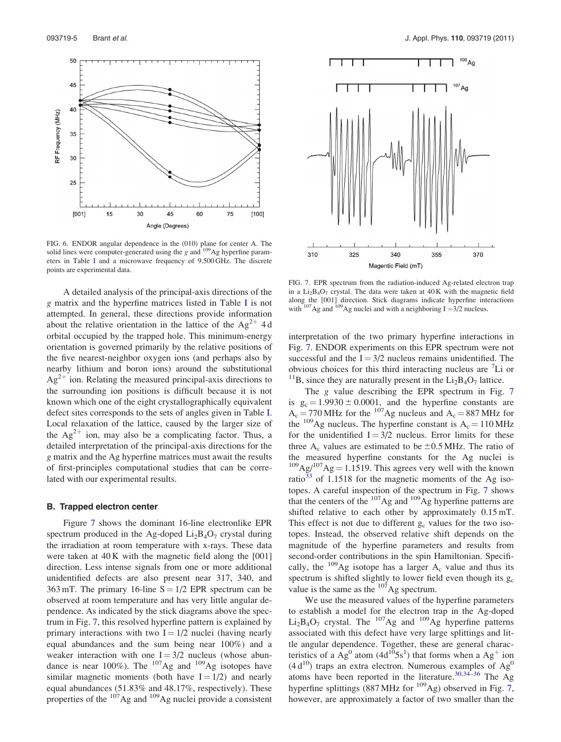FIG. 6. ENDOR angular dependence in the (010) plane for center A. The solid lines were computer-generated using the $g$ and $^{109}Ag$ hyperfine parameters in Table I and a microwave frequency of 9.500 GHz. The discrete points are experimental data.

A detailed analysis of the principal-axis directions of the $g$ matrix and the hyperfine matrices listed in Table I is not attempted. In general, these directions provide information about the relative orientation in the lattice of the $Ag^{2+}$ 4d orbital occupied by the trapped hole. This minimum-energy orientation is governed primarily by the relative positions of the five nearest-neighbor oxygen ions (and perhaps also by nearby lithium and boron ions) around the substitutional $Ag^{2+}$ ion. Relating the measured principal-axis directions to the surrounding ion positions is difficult because it is not known which one of the eight crystallographically equivalent defect sites corresponds to the sets of angles given in Table I. Local relaxation of the lattice, caused by the larger size of the $Ag^{2+}$ ion, may also be a complicating factor. Thus, a detailed interpretation of the principal-axis directions for the $g$ matrix and the Ag hyperfine matrices must await the results of first-principles computational studies that can be correlated with our experimental results.

### B. Trapped electron center

Figure 7 shows the dominant 16-line electronlike EPR spectrum produced in the Ag-doped $Li_2B_4O_7$ crystal during the irradiation at room temperature with x-rays. These data were taken at 40 K with the magnetic field along the [001] direction. Less intense signals from one or more additional unidentified defects are also present near 317, 340, and 363 mT. The primary 16-line $S = 1/2$ EPR spectrum can be observed at room temperature and has very little angular dependence. As indicated by the stick diagrams above the spectrum in Fig. 7, this resolved hyperfine pattern is explained by primary interactions with two $I = 1/2$ nuclei (having nearly equal abundances and the sum being near 100%) and a weaker interaction with one $I = 3/2$ nucleus (whose abundance is near 100%). The $^{107}Ag$ and $^{109}Ag$ isotopes have similar magnetic moments (both have $I = 1/2$) and nearly equal abundances (51.83% and 48.17%, respectively). These properties of the $^{107}Ag$ and $^{109}Ag$ nuclei provide a consistent interpretation of the two primary hyperfine interactions in Fig. 7. ENDOR experiments on this EPR spectrum were not successful and the $I = 3/2$ nucleus remains unidentified. The obvious choices for this third interacting nucleus are $^{7}Li$ or $^{11}B$, since they are naturally present in the $Li_2B_4O_7$ lattice.

FIG. 7. EPR spectrum from the radiation-induced Ag-related electron trap in a $Li_2B_4O_7$ crystal. The data were taken at 40 K with the magnetic field along the [001] direction. Stick diagrams indicate hyperfine interactions with $^{107}Ag$ and $^{109}Ag$ nuclei and with a neighboring $I = 3/2$ nucleus.

The $g$ value describing the EPR spectrum in Fig. 7 is $g_c = 1.9930 \pm 0.0001$, and the hyperfine constants are $A_c = 770$ MHz for the $^{107}Ag$ nucleus and $A_c = 887$ MHz for the $^{109}Ag$ nucleus. The hyperfine constant is $A_c = 110$ MHz for the unidentified $I = 3/2$ nucleus. Error limits for these three $A_c$ values are estimated to be $\pm 0.5$ MHz. The ratio of the measured hyperfine constants for the Ag nuclei is $^{109}Ag/^{107}Ag = 1.1519$. This agrees very well with the known ratio[33] of 1.1518 for the magnetic moments of the Ag isotopes. A careful inspection of the spectrum in Fig. 7 shows that the centers of the $^{107}Ag$ and $^{109}Ag$ hyperfine patterns are shifted relative to each other by approximately 0.15 mT. This effect is not due to different $g_c$ values for the two isotopes. Instead, the observed relative shift depends on the magnitude of the hyperfine parameters and results from second-order contributions in the spin Hamiltonian. Specifically, the $^{109}Ag$ isotope has a larger $A_c$ value and thus its spectrum is shifted slightly to lower field even though its $g_c$ value is the same as the $^{107}Ag$ spectrum.

We use the measured values of the hyperfine parameters to establish a model for the electron trap in the Ag-doped $Li_2B_4O_7$ crystal. The $^{107}Ag$ and $^{109}Ag$ hyperfine patterns associated with this defect have very large splittings and little angular dependence. Together, these are general characteristics of a $Ag^0$ atom ($4d^{10}5s^1$) that forms when a $Ag^+$ ion ($4d^{10}$) traps an extra electron. Numerous examples of $Ag^0$ atoms have been reported in the literature.[30,34–36] The Ag hyperfine splittings (887 MHz for $^{109}Ag$) observed in Fig. 7, however, are approximately a factor of two smaller than the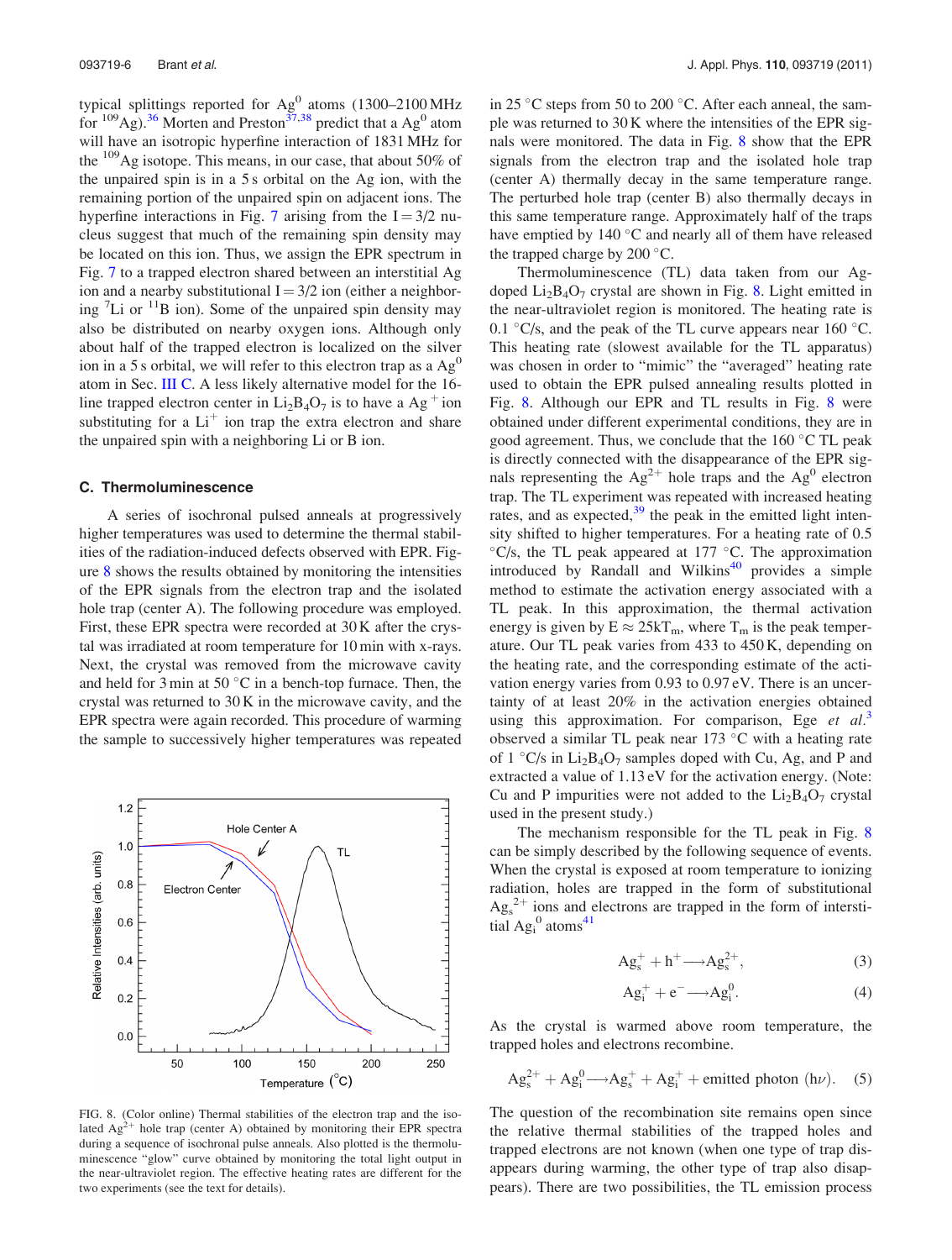typical splittings reported for $Ag^0$ atoms (1300–2100 MHz for $^{109}Ag$).[36] Morten and Preston[37,38] predict that a $Ag^0$ atom will have an isotropic hyperfine interaction of 1831 MHz for the $^{109}Ag$ isotope. This means, in our case, that about 50% of the unpaired spin is in a 5 s orbital on the Ag ion, with the remaining portion of the unpaired spin on adjacent ions. The hyperfine interactions in Fig. 7 arising from the I = 3/2 nucleus suggest that much of the remaining spin density may be located on this ion. Thus, we assign the EPR spectrum in Fig. 7 to a trapped electron shared between an interstitial Ag ion and a nearby substitutional I = 3/2 ion (either a neighboring $^7Li$ or $^{11}B$ ion). Some of the unpaired spin density may also be distributed on nearby oxygen ions. Although only about half of the trapped electron is localized on the silver ion in a 5 s orbital, we will refer to this electron trap as a $Ag^0$ atom in Sec. III C. A less likely alternative model for the 16-line trapped electron center in $Li_2B_4O_7$ is to have a $Ag^+$ ion substituting for a $Li^+$ ion trap the extra electron and share the unpaired spin with a neighboring Li or B ion.

### C. Thermoluminescence

A series of isochronal pulsed anneals at progressively higher temperatures was used to determine the thermal stabilities of the radiation-induced defects observed with EPR. Figure 8 shows the results obtained by monitoring the intensities of the EPR signals from the electron trap and the isolated hole trap (center A). The following procedure was employed. First, these EPR spectra were recorded at 30 K after the crystal was irradiated at room temperature for 10 min with x-rays. Next, the crystal was removed from the microwave cavity and held for 3 min at 50 °C in a bench-top furnace. Then, the crystal was returned to 30 K in the microwave cavity, and the EPR spectra were again recorded. This procedure of warming the sample to successively higher temperatures was repeated in 25 °C steps from 50 to 200 °C. After each anneal, the sample was returned to 30 K where the intensities of the EPR signals were monitored. The data in Fig. 8 show that the EPR signals from the electron trap and the isolated hole trap (center A) thermally decay in the same temperature range. The perturbed hole trap (center B) also thermally decays in this same temperature range. Approximately half of the traps have emptied by 140 °C and nearly all of them have released the trapped charge by 200 °C.

FIG. 8. (Color online) Thermal stabilities of the electron trap and the isolated $Ag^{2+}$ hole trap (center A) obtained by monitoring their EPR spectra during a sequence of isochronal pulse anneals. Also plotted is the thermoluminescence "glow" curve obtained by monitoring the total light output in the near-ultraviolet region. The effective heating rates are different for the two experiments (see the text for details).

Thermoluminescence (TL) data taken from our Ag-doped $Li_2B_4O_7$ crystal are shown in Fig. 8. Light emitted in the near-ultraviolet region is monitored. The heating rate is 0.1 °C/s, and the peak of the TL curve appears near 160 °C. This heating rate (slowest available for the TL apparatus) was chosen in order to "mimic" the "averaged" heating rate used to obtain the EPR pulsed annealing results plotted in Fig. 8. Although our EPR and TL results in Fig. 8 were obtained under different experimental conditions, they are in good agreement. Thus, we conclude that the 160 °C TL peak is directly connected with the disappearance of the EPR signals representing the $Ag^{2+}$ hole traps and the $Ag^0$ electron trap. The TL experiment was repeated with increased heating rates, and as expected,[39] the peak in the emitted light intensity shifted to higher temperatures. For a heating rate of 0.5 °C/s, the TL peak appeared at 177 °C. The approximation introduced by Randall and Wilkins[40] provides a simple method to estimate the activation energy associated with a TL peak. In this approximation, the thermal activation energy is given by $E \approx 25kT_m$, where $T_m$ is the peak temperature. Our TL peak varies from 433 to 450 K, depending on the heating rate, and the corresponding estimate of the activation energy varies from 0.93 to 0.97 eV. There is an uncertainty of at least 20% in the activation energies obtained using this approximation. For comparison, Ege *et al.*[3] observed a similar TL peak near 173 °C with a heating rate of 1 °C/s in $Li_2B_4O_7$ samples doped with Cu, Ag, and P and extracted a value of 1.13 eV for the activation energy. (Note: Cu and P impurities were not added to the $Li_2B_4O_7$ crystal used in the present study.)

The mechanism responsible for the TL peak in Fig. 8 can be simply described by the following sequence of events. When the crystal is exposed at room temperature to ionizing radiation, holes are trapped in the form of substitutional $Ag_s^{2+}$ ions and electrons are trapped in the form of interstitial $Ag_i^0$ atoms[41]

$$Ag_s^+ + h^+ \longrightarrow Ag_s^{2+}, \quad (3)$$

$$Ag_i^+ + e^- \longrightarrow Ag_i^0. \quad (4)$$

As the crystal is warmed above room temperature, the trapped holes and electrons recombine.

$$Ag_s^{2+} + Ag_i^0 \longrightarrow Ag_s^+ + Ag_i^+ + \text{emitted photon } (h\nu). \quad (5)$$

The question of the recombination site remains open since the relative thermal stabilities of the trapped holes and trapped electrons are not known (when one type of trap disappears during warming, the other type of trap also disappears). There are two possibilities, the TL emission process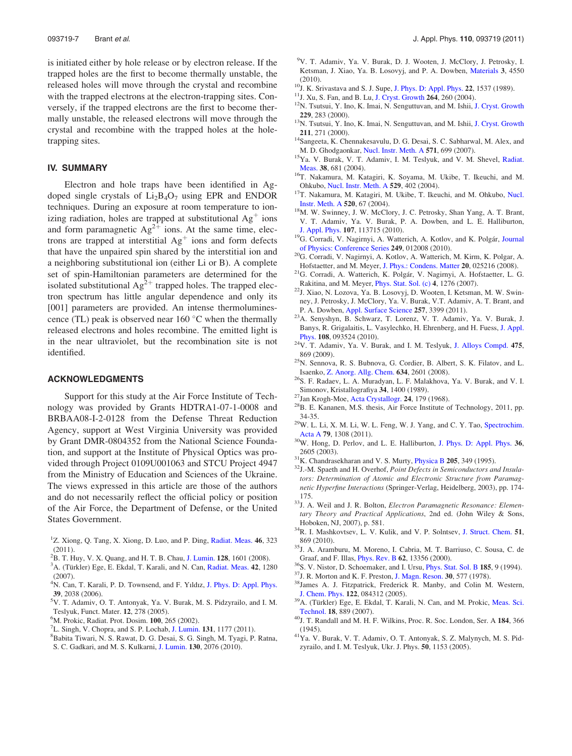is initiated either by hole release or by electron release. If the trapped holes are the first to become thermally unstable, the released holes will move through the crystal and recombine with the trapped electrons at the electron-trapping sites. Conversely, if the trapped electrons are the first to become thermally unstable, the released electrons will move through the crystal and recombine with the trapped holes at the hole-trapping sites.

## IV. SUMMARY

Electron and hole traps have been identified in Ag-doped single crystals of $Li_2B_4O_7$ using EPR and ENDOR techniques. During an exposure at room temperature to ionizing radiation, holes are trapped at substitutional $Ag^+$ ions and form paramagnetic $Ag^{2+}$ ions. At the same time, electrons are trapped at interstitial $Ag^+$ ions and form defects that have the unpaired spin shared by the interstitial ion and a neighboring substitutional ion (either Li or B). A complete set of spin-Hamiltonian parameters are determined for the isolated substitutional $Ag^{2+}$ trapped holes. The trapped electron spectrum has little angular dependence and only its [001] parameters are provided. An intense thermoluminescence (TL) peak is observed near 160 °C when the thermally released electrons and holes recombine. The emitted light is in the near ultraviolet, but the recombination site is not identified.

## ACKNOWLEDGMENTS

Support for this study at the Air Force Institute of Technology was provided by Grants HDTRA1-07-1-0008 and BRBAA08-I-2-0128 from the Defense Threat Reduction Agency, support at West Virginia University was provided by Grant DMR-0804352 from the National Science Foundation, and support at the Institute of Physical Optics was provided through Project 0109U001063 and STCU Project 4947 from the Ministry of Education and Sciences of the Ukraine. The views expressed in this article are those of the authors and do not necessarily reflect the official policy or position of the Air Force, the Department of Defense, or the United States Government.

[1] Z. Xiong, Q. Tang, X. Xiong, D. Luo, and P. Ding, Radiat. Meas. **46**, 323 (2011).
[2] B. T. Huy, V. X. Quang, and H. T. B. Chau, J. Lumin. **128**, 1601 (2008).
[3] A. (Türkler) Ege, E. Ekdal, T. Karali, and N. Can, Radiat. Meas. **42**, 1280 (2007).
[4] N. Can, T. Karali, P. D. Townsend, and F. Yıldız, J. Phys. D: Appl. Phys. **39**, 2038 (2006).
[5] V. T. Adamiv, O. T. Antonyak, Ya. V. Burak, M. S. Pidzyrailo, and I. M. Teslyuk, Funct. Mater. **12**, 278 (2005).
[6] M. Prokic, Radiat. Prot. Dosim. **100**, 265 (2002).
[7] L. Singh, V. Chopra, and S. P. Lochab, J. Lumin. **131**, 1177 (2011).
[8] Babita Tiwari, N. S. Rawat, D. G. Desai, S. G. Singh, M. Tyagi, P. Ratna, S. C. Gadkari, and M. S. Kulkarni, J. Lumin. **130**, 2076 (2010).
[9] V. T. Adamiv, Ya. V. Burak, D. J. Wooten, J. McClory, J. Petrosky, I. Ketsman, J. Xiao, Ya. B. Losovyj, and P. A. Dowben, Materials **3**, 4550 (2010).
[10] J. K. Srivastava and S. J. Supe, J. Phys. D: Appl. Phys. **22**, 1537 (1989).
[11] J. Xu, S. Fan, and B. Lu, J. Cryst. Growth **264**, 260 (2004).
[12] N. Tsutsui, Y. Ino, K. Imai, N. Senguttuvan, and M. Ishii, J. Cryst. Growth **229**, 283 (2000).
[13] N. Tsutsui, Y. Ino, K. Imai, N. Senguttuvan, and M. Ishii, J. Cryst. Growth **211**, 271 (2000).
[14] Sangeeta, K. Chennakesavulu, D. G. Desai, S. C. Sabharwal, M. Alex, and M. D. Ghodgaonkar, Nucl. Instr. Meth. A **571**, 699 (2007).
[15] Ya. V. Burak, V. T. Adamiv, I. M. Teslyuk, and V. M. Shevel, Radiat. Meas. **38**, 681 (2004).
[16] T. Nakamura, M. Katagiri, K. Soyama, M. Ukibe, T. Ikeuchi, and M. Ohkubo, Nucl. Instr. Meth. A **529**, 402 (2004).
[17] T. Nakamura, M. Katagiri, M. Ukibe, T. Ikeuchi, and M. Ohkubo, Nucl. Instr. Meth. A **520**, 67 (2004).
[18] M. W. Swinney, J. W. McClory, J. C. Petrosky, Shan Yang, A. T. Brant, V. T. Adamiv, Ya. V. Burak, P. A. Dowben, and L. E. Halliburton, J. Appl. Phys. **107**, 113715 (2010).
[19] G. Corradi, V. Nagirnyi, A. Watterich, A. Kotlov, and K. Polgár, Journal of Physics: Conference Series **249**, 012008 (2010).
[20] G. Corradi, V. Nagirnyi, A. Kotlov, A. Watterich, M. Kirm, K. Polgar, A. Hofstaetter, and M. Meyer, J. Phys.: Condens. Matter **20**, 025216 (2008).
[21] G. Corradi, A. Watterich, K. Polgár, V. Nagirnyi, A. Hofstaetter, L. G. Rakitina, and M. Meyer, Phys. Stat. Sol. (c) **4**, 1276 (2007).
[22] J. Xiao, N. Lozova, Ya. B. Losovyj, D. Wooten, I. Ketsman, M. W. Swinney, J. Petrosky, J. McClory, Ya. V. Burak, V.T. Adamiv, A. T. Brant, and P. A. Dowben, Appl. Surface Science **257**, 3399 (2011).
[23] A. Senyshyn, B. Schwarz, T. Lorenz, V. T. Adamiv, Ya. V. Burak, J. Banys, R. Grigalaitis, L. Vasylechko, H. Ehrenberg, and H. Fuess, J. Appl. Phys. **108**, 093524 (2010).
[24] V. T. Adamiv, Ya. V. Burak, and I. M. Teslyuk, J. Alloys Compd. **475**, 869 (2009).
[25] N. Sennova, R. S. Bubnova, G. Cordier, B. Albert, S. K. Filatov, and L. Isaenko, Z. Anorg. Allg. Chem. **634**, 2601 (2008).
[26] S. F. Radaev, L. A. Muradyan, L. F. Malakhova, Ya. V. Burak, and V. I. Simonov, Kristallografiya **34**, 1400 (1989).
[27] Jan Krogh-Moe, Acta Crystallogr. **24**, 179 (1968).
[28] B. E. Kananen, M.S. thesis, Air Force Institute of Technology, 2011, pp. 34-35.
[29] W. L. Li, X. M. Li, W. L. Feng, W. J. Yang, and C. Y. Tao, Spectrochim. Acta A **79**, 1308 (2011).
[30] W. Hong, D. Perlov, and L. E. Halliburton, J. Phys. D: Appl. Phys. **36**, 2605 (2003).
[31] K. Chandrasekharan and V. S. Murty, Physica B **205**, 349 (1995).
[32] J.-M. Spaeth and H. Overhof, *Point Defects in Semiconductors and Insulators: Determination of Atomic and Electronic Structure from Paramagnetic Hyperfine Interactions* (Springer-Verlag, Heidelberg, 2003), pp. 174-175.
[33] J. A. Weil and J. R. Bolton, *Electron Paramagnetic Resonance: Elementary Theory and Practical Applications*, 2nd ed. (John Wiley & Sons, Hoboken, NJ, 2007), p. 581.
[34] R. I. Mashkovtsev, L. V. Kulik, and V. P. Solntsev, J. Struct. Chem. **51**, 869 (2010).
[35] J. A. Aramburu, M. Moreno, I. Cabria, M. T. Barriuso, C. Sousa, C. de Graaf, and F. Illas, Phys. Rev. B **62**, 13356 (2000).
[36] S. V. Nistor, D. Schoemaker, and I. Ursu, Phys. Stat. Sol. B **185**, 9 (1994).
[37] J. R. Morton and K. F. Preston, J. Magn. Reson. **30**, 577 (1978).
[38] James A. J. Fitzpatrick, Frederick R. Manby, and Colin M. Western, J. Chem. Phys. **122**, 084312 (2005).
[39] A. (Türkler) Ege, E. Ekdal, T. Karali, N. Can, and M. Prokic, Meas. Sci. Technol. **18**, 889 (2007).
[40] J. T. Randall and M. H. F. Wilkins, Proc. R. Soc. London, Ser. A **184**, 366 (1945).
[41] Ya. V. Burak, V. T. Adamiv, O. T. Antonyak, S. Z. Malynych, M. S. Pidzyrailo, and I. M. Teslyuk, Ukr. J. Phys. **50**, 1153 (2005).